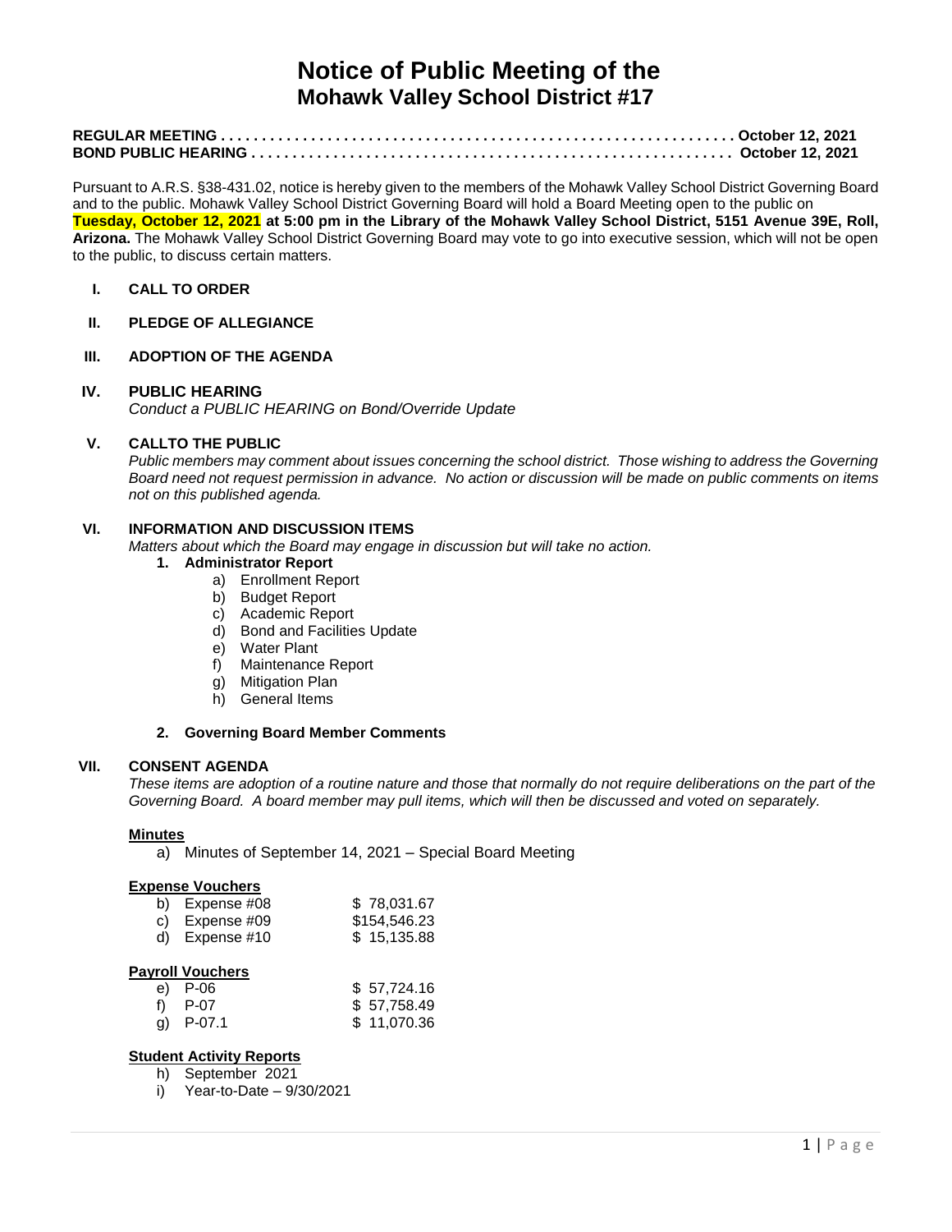# Notice of Public Meeting of the
## Mohawk Valley School District #17

**REGULAR MEETING . . . . . . . . . . . . . . . . . . . . . . . . . . . . . . . . . . . . . . . . . . . . . . . . . . . . . . . . . . . . . October 12, 2021**
**BOND PUBLIC HEARING . . . . . . . . . . . . . . . . . . . . . . . . . . . . . . . . . . . . . . . . . . . . . . . . . . . . . . . . October 12, 2021**

Pursuant to A.R.S. §38-431.02, notice is hereby given to the members of the Mohawk Valley School District Governing Board and to the public. Mohawk Valley School District Governing Board will hold a Board Meeting open to the public on **Tuesday, October 12, 2021 at 5:00 pm in the Library of the Mohawk Valley School District, 5151 Avenue 39E, Roll, Arizona.** The Mohawk Valley School District Governing Board may vote to go into executive session, which will not be open to the public, to discuss certain matters.

**I. CALL TO ORDER**

**II. PLEDGE OF ALLEGIANCE**

**III. ADOPTION OF THE AGENDA**

**IV. PUBLIC HEARING**
*Conduct a PUBLIC HEARING on Bond/Override Update*

**V. CALLTO THE PUBLIC**
*Public members may comment about issues concerning the school district. Those wishing to address the Governing Board need not request permission in advance. No action or discussion will be made on public comments on items not on this published agenda.*

**VI. INFORMATION AND DISCUSSION ITEMS**
*Matters about which the Board may engage in discussion but will take no action.*

1. **Administrator Report**
   a) Enrollment Report
   b) Budget Report
   c) Academic Report
   d) Bond and Facilities Update
   e) Water Plant
   f) Maintenance Report
   g) Mitigation Plan
   h) General Items

2. **Governing Board Member Comments**

**VII. CONSENT AGENDA**
*These items are adoption of a routine nature and those that normally do not require deliberations on the part of the Governing Board. A board member may pull items, which will then be discussed and voted on separately.*

**Minutes**

a) Minutes of September 14, 2021 – Special Board Meeting

**Expense Vouchers**

| | | |
|---|---|---|
| b) | Expense #08 | $ 78,031.67 |
| c) | Expense #09 | $154,546.23 |
| d) | Expense #10 | $ 15,135.88 |

**Payroll Vouchers**

| | | |
|---|---|---|
| e) | P-06 | $ 57,724.16 |
| f) | P-07 | $ 57,758.49 |
| g) | P-07.1 | $ 11,070.36 |

**Student Activity Reports**

h) September 2021
i) Year-to-Date – 9/30/2021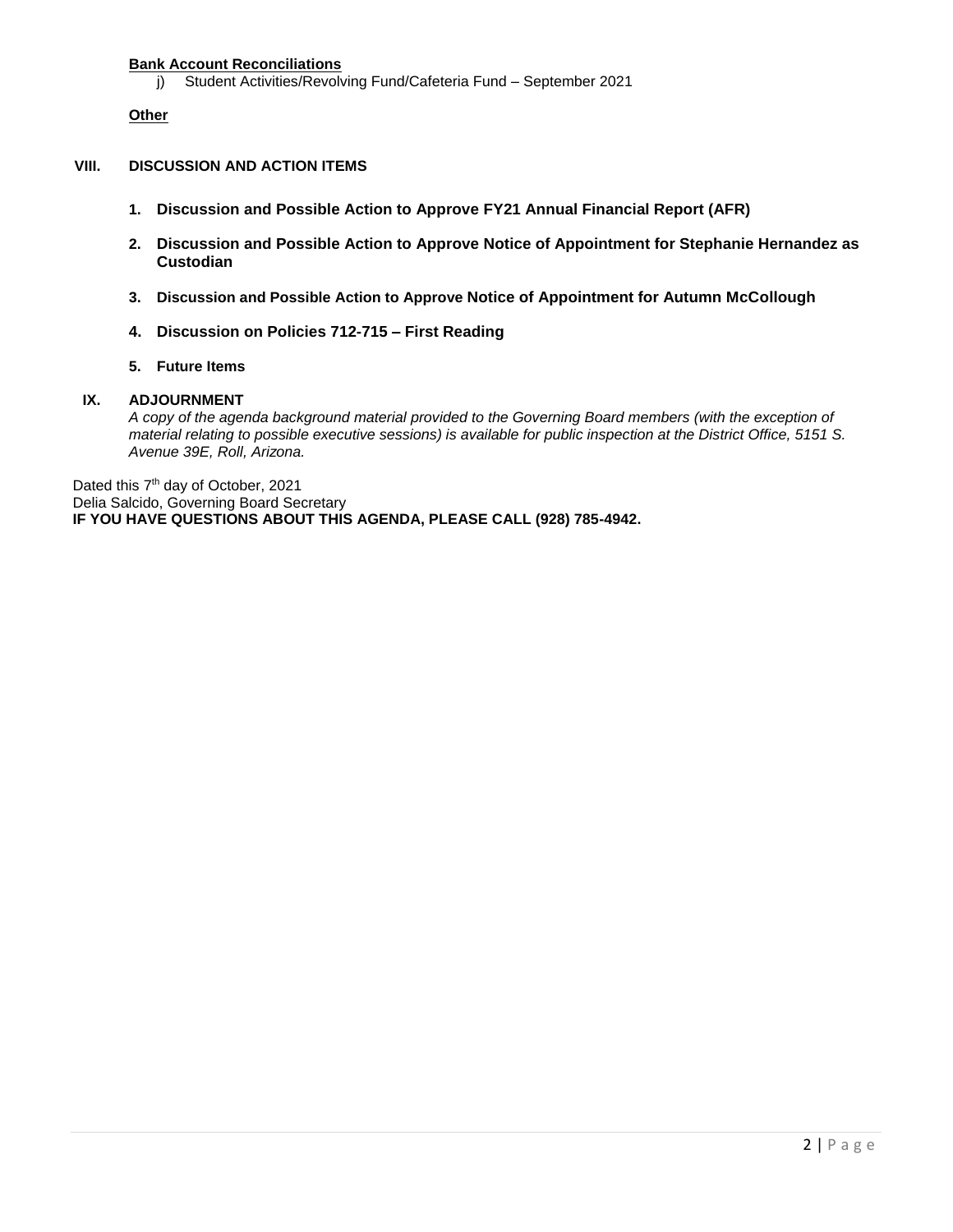**Bank Account Reconciliations**

j) Student Activities/Revolving Fund/Cafeteria Fund – September 2021

**Other**

## VIII. DISCUSSION AND ACTION ITEMS

1. **Discussion and Possible Action to Approve FY21 Annual Financial Report (AFR)**
2. **Discussion and Possible Action to Approve Notice of Appointment for Stephanie Hernandez as Custodian**
3. **Discussion and Possible Action to Approve Notice of Appointment for Autumn McCollough**
4. **Discussion on Policies 712-715 – First Reading**
5. **Future Items**

## IX. ADJOURNMENT

*A copy of the agenda background material provided to the Governing Board members (with the exception of material relating to possible executive sessions) is available for public inspection at the District Office, 5151 S. Avenue 39E, Roll, Arizona.*

Dated this 7th day of October, 2021
Delia Salcido, Governing Board Secretary
**IF YOU HAVE QUESTIONS ABOUT THIS AGENDA, PLEASE CALL (928) 785-4942.**